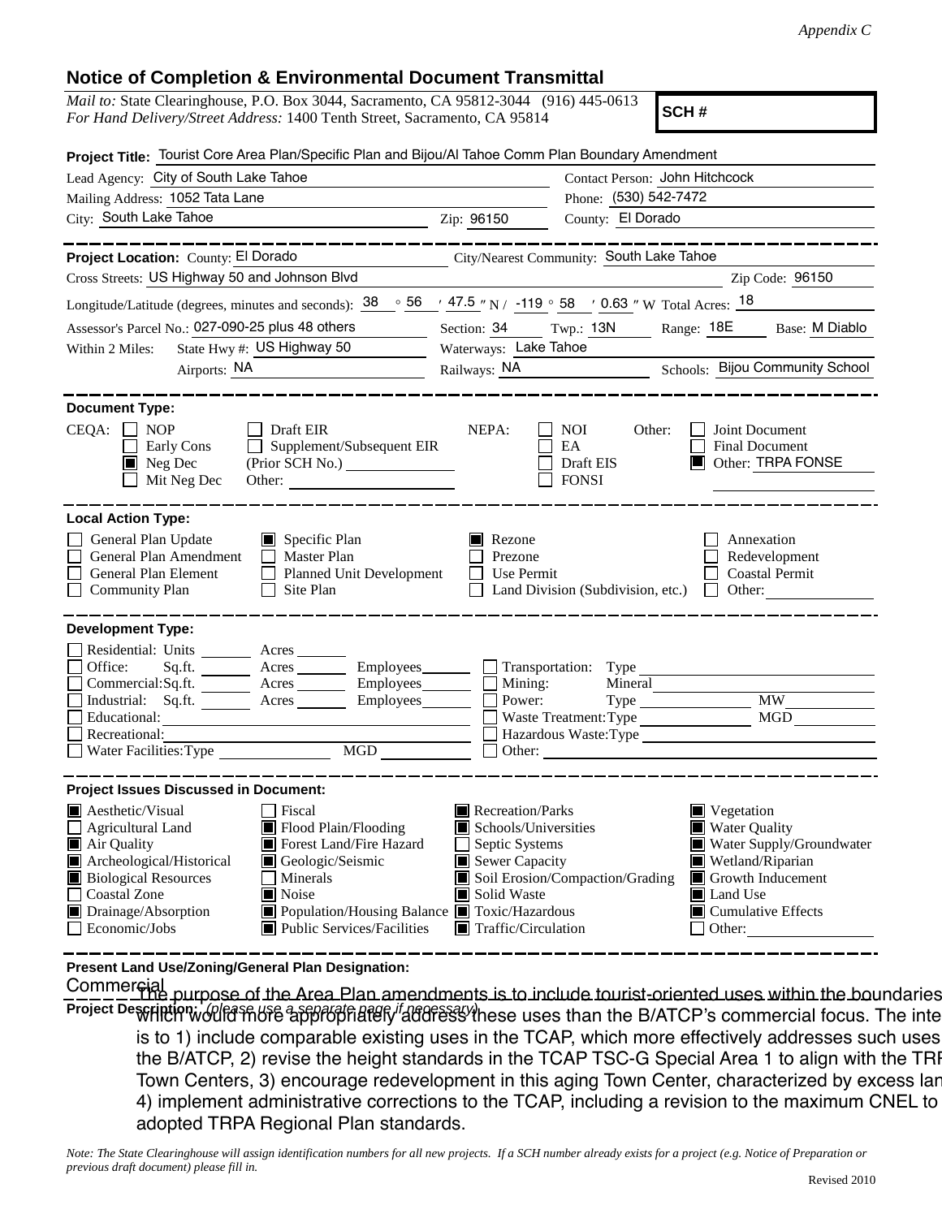*Appendix C*

## Notice of Completion & Environmental Document Transmittal

*Mail to:* State Clearinghouse, P.O. Box 3044, Sacramento, CA 95812-3044 (916) 445-0613
*For Hand Delivery/Street Address:* 1400 Tenth Street, Sacramento, CA 95814

**SCH #**

**Project Title:** Tourist Core Area Plan/Specific Plan and Bijou/Al Tahoe Comm Plan Boundary Amendment

Lead Agency: City of South Lake Tahoe
Contact Person: John Hitchcock
Mailing Address: 1052 Tata Lane
Phone: (530) 542-7472
City: South Lake Tahoe
Zip: 96150
County: El Dorado

---

**Project Location:** County: El Dorado
City/Nearest Community: South Lake Tahoe
Cross Streets: US Highway 50 and Johnson Blvd
Zip Code: 96150
Longitude/Latitude (degrees, minutes and seconds): 38 ° 56 ′ 47.5 ″ N / -119 ° 58 ′ 0.63 ″ W Total Acres: 18
Assessor's Parcel No.: 027-090-25 plus 48 others
Section: 34 Twp.: 13N Range: 18E Base: M Diablo
Within 2 Miles: State Hwy #: US Highway 50
Waterways: Lake Tahoe
Airports: NA
Railways: NA
Schools: Bijou Community School

---

**Document Type:**

CEQA:
- [ ] NOP
- [ ] Early Cons
- [x] Neg Dec
- [ ] Mit Neg Dec
- [ ] Draft EIR
- [ ] Supplement/Subsequent EIR (Prior SCH No.) ______
- Other: ______

NEPA:
- [ ] NOI
- [ ] EA
- [ ] Draft EIS
- [ ] FONSI

Other:
- [ ] Joint Document
- [ ] Final Document
- [x] Other: TRPA FONSE

---

**Local Action Type:**

- [ ] General Plan Update
- [ ] General Plan Amendment
- [ ] General Plan Element
- [ ] Community Plan
- [x] Specific Plan
- [ ] Master Plan
- [ ] Planned Unit Development
- [ ] Site Plan
- [x] Rezone
- [ ] Prezone
- [ ] Use Permit
- [ ] Land Division (Subdivision, etc.)
- [ ] Annexation
- [ ] Redevelopment
- [ ] Coastal Permit
- [ ] Other: ______

---

**Development Type:**

- [ ] Residential: Units ______ Acres ______
- [ ] Office: Sq.ft. ______ Acres ______ Employees ______
- [ ] Commercial: Sq.ft. ______ Acres ______ Employees ______
- [ ] Industrial: Sq.ft. ______ Acres ______ Employees ______
- [ ] Educational: ______
- [ ] Recreational: ______
- [ ] Water Facilities: Type ______ MGD ______
- [ ] Transportation: Type ______
- [ ] Mining: Mineral ______
- [ ] Power: Type ______ MW ______
- [ ] Waste Treatment: Type ______ MGD ______
- [ ] Hazardous Waste: Type ______
- [ ] Other: ______

---

**Project Issues Discussed in Document:**

- [x] Aesthetic/Visual
- [ ] Agricultural Land
- [x] Air Quality
- [x] Archeological/Historical
- [x] Biological Resources
- [ ] Coastal Zone
- [x] Drainage/Absorption
- [ ] Economic/Jobs
- [ ] Fiscal
- [x] Flood Plain/Flooding
- [x] Forest Land/Fire Hazard
- [x] Geologic/Seismic
- [ ] Minerals
- [x] Noise
- [x] Population/Housing Balance
- [x] Public Services/Facilities
- [x] Recreation/Parks
- [x] Schools/Universities
- [ ] Septic Systems
- [x] Sewer Capacity
- [x] Soil Erosion/Compaction/Grading
- [x] Solid Waste
- [x] Toxic/Hazardous
- [x] Traffic/Circulation
- [x] Vegetation
- [x] Water Quality
- [x] Water Supply/Groundwater
- [x] Wetland/Riparian
- [x] Growth Inducement
- [x] Land Use
- [x] Cumulative Effects
- [ ] Other: ______

---

**Present Land Use/Zoning/General Plan Designation:**

Commercial

**Project Description:** *(please use a separate page if necessary)*

The purpose of the Area Plan amendments is to include tourist-oriented uses within the boundaries which would more appropriately address these uses than the B/ATCP's commercial focus. The inte is to 1) include comparable existing uses in the TCAP, which more effectively addresses such uses the B/ATCP, 2) revise the height standards in the TCAP TSC-G Special Area 1 to align with the TRF Town Centers, 3) encourage redevelopment in this aging Town Center, characterized by excess lan 4) implement administrative corrections to the TCAP, including a revision to the maximum CNEL to adopted TRPA Regional Plan standards.

*Note: The State Clearinghouse will assign identification numbers for all new projects. If a SCH number already exists for a project (e.g. Notice of Preparation or previous draft document) please fill in.*

Revised 2010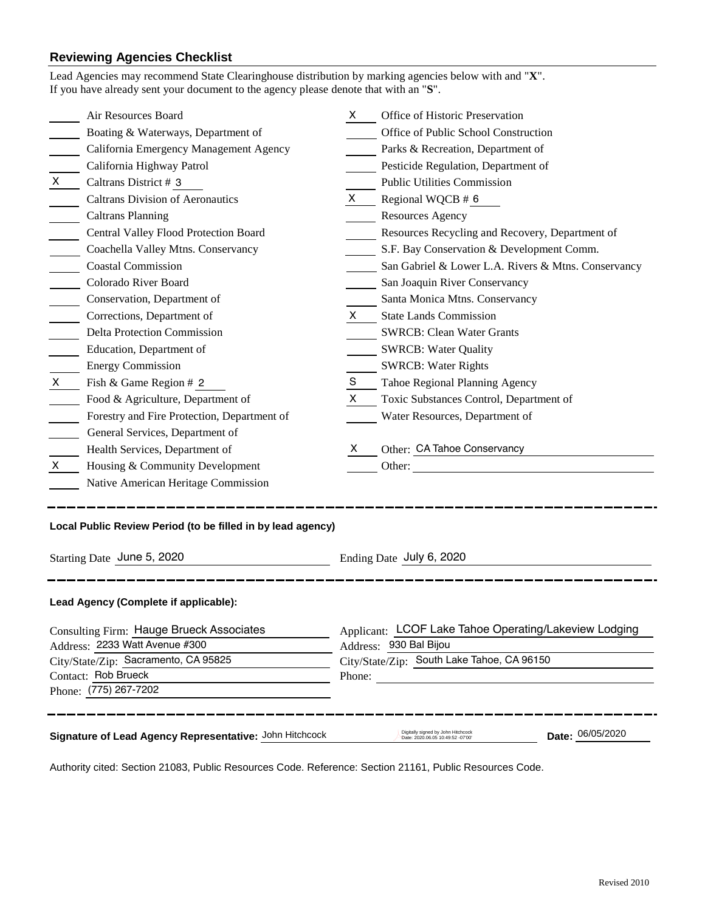## Reviewing Agencies Checklist

Lead Agencies may recommend State Clearinghouse distribution by marking agencies below with and "**X**".
If you have already sent your document to the agency please denote that with an "**S**".

| | | | |
|---|---|---|---|
| | Air Resources Board | X | Office of Historic Preservation |
| | Boating & Waterways, Department of | | Office of Public School Construction |
| | California Emergency Management Agency | | Parks & Recreation, Department of |
| | California Highway Patrol | | Pesticide Regulation, Department of |
| X | Caltrans District # 3 | | Public Utilities Commission |
| | Caltrans Division of Aeronautics | X | Regional WQCB # 6 |
| | Caltrans Planning | | Resources Agency |
| | Central Valley Flood Protection Board | | Resources Recycling and Recovery, Department of |
| | Coachella Valley Mtns. Conservancy | | S.F. Bay Conservation & Development Comm. |
| | Coastal Commission | | San Gabriel & Lower L.A. Rivers & Mtns. Conservancy |
| | Colorado River Board | | San Joaquin River Conservancy |
| | Conservation, Department of | | Santa Monica Mtns. Conservancy |
| | Corrections, Department of | X | State Lands Commission |
| | Delta Protection Commission | | SWRCB: Clean Water Grants |
| | Education, Department of | | SWRCB: Water Quality |
| | Energy Commission | | SWRCB: Water Rights |
| X | Fish & Game Region # 2 | S | Tahoe Regional Planning Agency |
| | Food & Agriculture, Department of | X | Toxic Substances Control, Department of |
| | Forestry and Fire Protection, Department of | | Water Resources, Department of |
| | General Services, Department of | | |
| | Health Services, Department of | X | Other: CA Tahoe Conservancy |
| X | Housing & Community Development | | Other: |
| | Native American Heritage Commission | | |

---

**Local Public Review Period (to be filled in by lead agency)**

Starting Date June 5, 2020 Ending Date July 6, 2020

---

**Lead Agency (Complete if applicable):**

Consulting Firm: Hauge Brueck Associates
Address: 2233 Watt Avenue #300
City/State/Zip: Sacramento, CA 95825
Contact: Rob Brueck
Phone: (775) 267-7202

Applicant: LCOF Lake Tahoe Operating/Lakeview Lodging
Address: 930 Bal Bijou
City/State/Zip: South Lake Tahoe, CA 96150
Phone:

---

**Signature of Lead Agency Representative:** John Hitchcock (Digitally signed by John Hitchcock Date: 2020.06.05 10:49:52 -07'00') **Date:** 06/05/2020

Authority cited: Section 21083, Public Resources Code. Reference: Section 21161, Public Resources Code.

Revised 2010